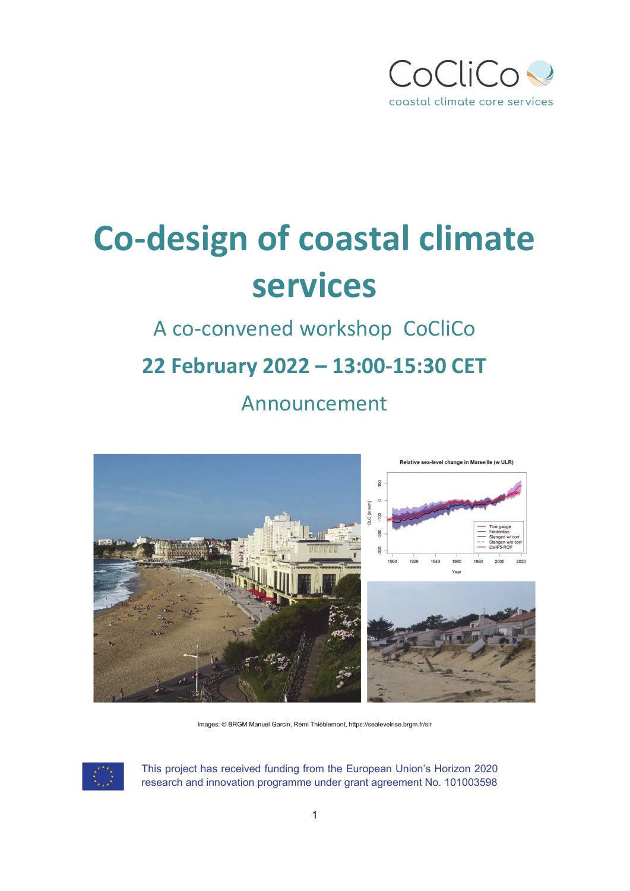CoCliCo
coastal climate core services

# Co-design of coastal climate services

## A co-convened workshop CoCliCo

## **22 February 2022 – 13:00-15:30 CET**

## Announcement

Images: © BRGM Manuel Garcin, Rémi Thiéblemont, https://sealevelrise.brgm.fr/slr

This project has received funding from the European Union's Horizon 2020 research and innovation programme under grant agreement No. 101003598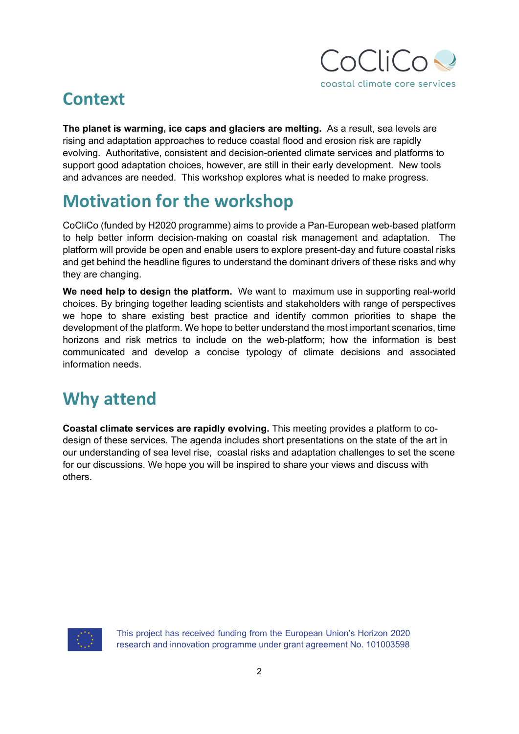## Context

**The planet is warming, ice caps and glaciers are melting.** As a result, sea levels are rising and adaptation approaches to reduce coastal flood and erosion risk are rapidly evolving. Authoritative, consistent and decision-oriented climate services and platforms to support good adaptation choices, however, are still in their early development. New tools and advances are needed. This workshop explores what is needed to make progress.

## Motivation for the workshop

CoCliCo (funded by H2020 programme) aims to provide a Pan-European web-based platform to help better inform decision-making on coastal risk management and adaptation. The platform will provide be open and enable users to explore present-day and future coastal risks and get behind the headline figures to understand the dominant drivers of these risks and why they are changing.

**We need help to design the platform.** We want to maximum use in supporting real-world choices. By bringing together leading scientists and stakeholders with range of perspectives we hope to share existing best practice and identify common priorities to shape the development of the platform. We hope to better understand the most important scenarios, time horizons and risk metrics to include on the web-platform; how the information is best communicated and develop a concise typology of climate decisions and associated information needs.

## Why attend

**Coastal climate services are rapidly evolving.** This meeting provides a platform to co-design of these services. The agenda includes short presentations on the state of the art in our understanding of sea level rise, coastal risks and adaptation challenges to set the scene for our discussions. We hope you will be inspired to share your views and discuss with others.

This project has received funding from the European Union's Horizon 2020 research and innovation programme under grant agreement No. 101003598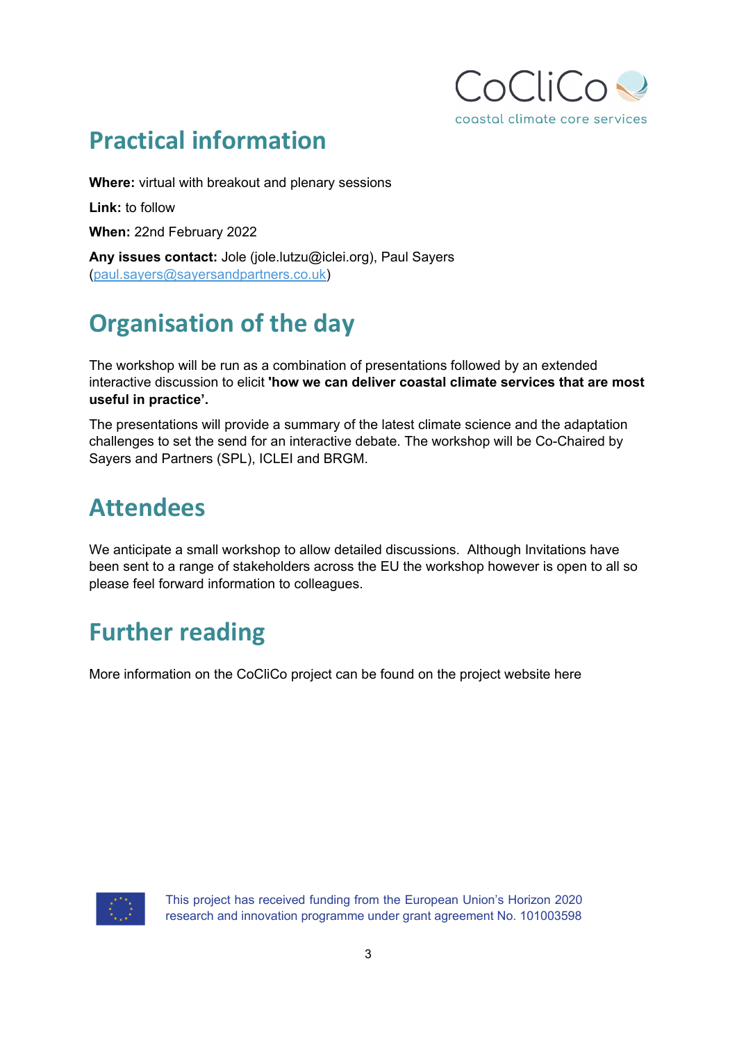## Practical information

**Where:** virtual with breakout and plenary sessions

**Link:** to follow

**When:** 22nd February 2022

**Any issues contact:** Jole (jole.lutzu@iclei.org), Paul Sayers (paul.sayers@sayersandpartners.co.uk)

## Organisation of the day

The workshop will be run as a combination of presentations followed by an extended interactive discussion to elicit **'how we can deliver coastal climate services that are most useful in practice'.**

The presentations will provide a summary of the latest climate science and the adaptation challenges to set the send for an interactive debate. The workshop will be Co-Chaired by Sayers and Partners (SPL), ICLEI and BRGM.

## Attendees

We anticipate a small workshop to allow detailed discussions. Although Invitations have been sent to a range of stakeholders across the EU the workshop however is open to all so please feel forward information to colleagues.

## Further reading

More information on the CoCliCo project can be found on the project website here

This project has received funding from the European Union's Horizon 2020 research and innovation programme under grant agreement No. 101003598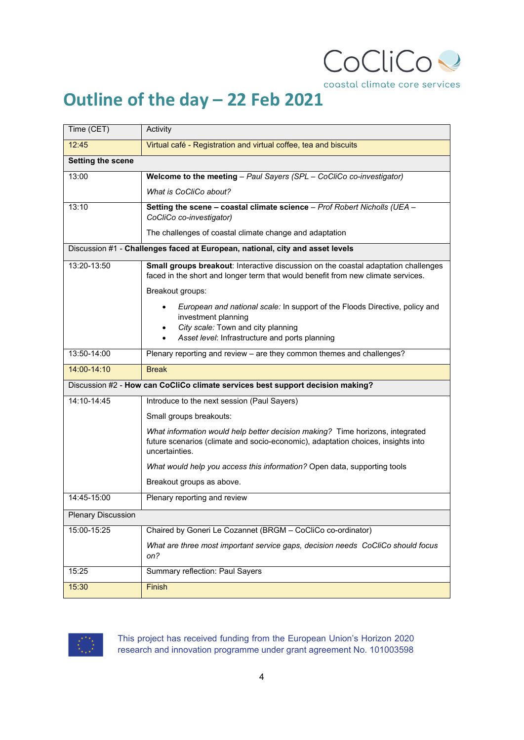CoCliCo
coastal climate core services

# Outline of the day – 22 Feb 2021

| Time (CET) | Activity |
|---|---|
| 12:45 | Virtual café - Registration and virtual coffee, tea and biscuits |
| **Setting the scene** | |
| 13:00 | **Welcome to the meeting** – *Paul Sayers (SPL – CoCliCo co-investigator)*<br><br>*What is CoCliCo about?* |
| 13:10 | **Setting the scene – coastal climate science** – *Prof Robert Nicholls (UEA – CoCliCo co-investigator)*<br><br>The challenges of coastal climate change and adaptation |
| Discussion #1 - **Challenges faced at European, national, city and asset levels** | |
| 13:20-13:50 | **Small groups breakout**: Interactive discussion on the coastal adaptation challenges faced in the short and longer term that would benefit from new climate services.<br><br>Breakout groups:<br><br>• *European and national scale:* In support of the Floods Directive, policy and investment planning<br>• *City scale:* Town and city planning<br>• *Asset level*: Infrastructure and ports planning |
| 13:50-14:00 | Plenary reporting and review – are they common themes and challenges? |
| 14:00-14:10 | Break |
| Discussion #2 - **How can CoCliCo climate services best support decision making?** | |
| 14:10-14:45 | Introduce to the next session (Paul Sayers)<br><br>Small groups breakouts:<br><br>*What information would help better decision making?* Time horizons, integrated future scenarios (climate and socio-economic), adaptation choices, insights into uncertainties.<br><br>*What would help you access this information?* Open data, supporting tools<br><br>Breakout groups as above. |
| 14:45-15:00 | Plenary reporting and review |
| Plenary Discussion | |
| 15:00-15:25 | Chaired by Goneri Le Cozannet (BRGM – CoCliCo co-ordinator)<br><br>*What are three most important service gaps, decision needs CoCliCo should focus on?* |
| 15:25 | Summary reflection: Paul Sayers |
| 15:30 | Finish |

This project has received funding from the European Union's Horizon 2020 research and innovation programme under grant agreement No. 101003598